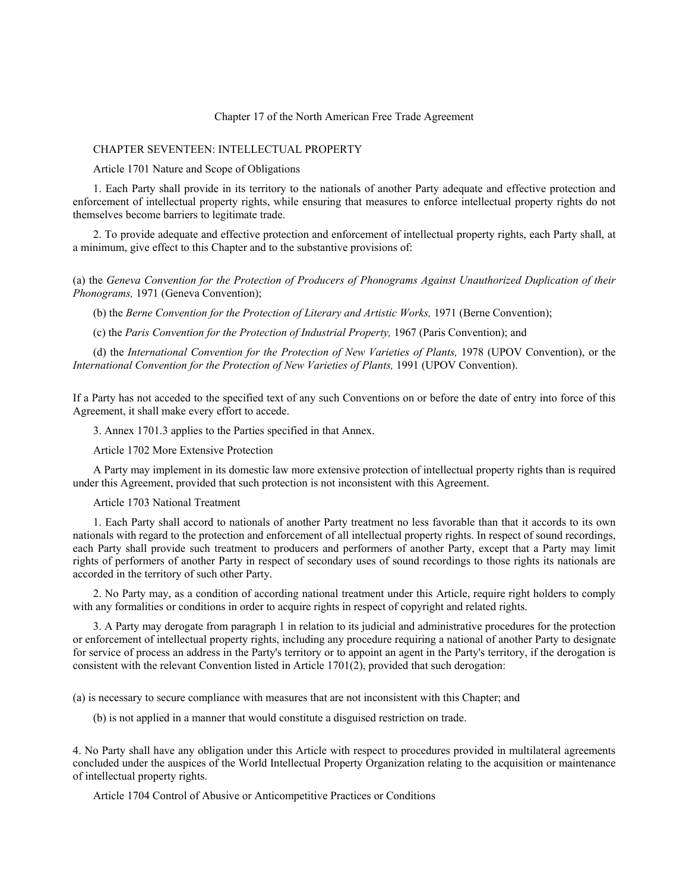Chapter 17 of the North American Free Trade Agreement

# CHAPTER SEVENTEEN: INTELLECTUAL PROPERTY

## Article 1701 Nature and Scope of Obligations

1. Each Party shall provide in its territory to the nationals of another Party adequate and effective protection and enforcement of intellectual property rights, while ensuring that measures to enforce intellectual property rights do not themselves become barriers to legitimate trade.

2. To provide adequate and effective protection and enforcement of intellectual property rights, each Party shall, at a minimum, give effect to this Chapter and to the substantive provisions of:

(a) the *Geneva Convention for the Protection of Producers of Phonograms Against Unauthorized Duplication of their Phonograms,* 1971 (Geneva Convention);

(b) the *Berne Convention for the Protection of Literary and Artistic Works,* 1971 (Berne Convention);

(c) the *Paris Convention for the Protection of Industrial Property,* 1967 (Paris Convention); and

(d) the *International Convention for the Protection of New Varieties of Plants,* 1978 (UPOV Convention), or the *International Convention for the Protection of New Varieties of Plants,* 1991 (UPOV Convention).

If a Party has not acceded to the specified text of any such Conventions on or before the date of entry into force of this Agreement, it shall make every effort to accede.

3. Annex 1701.3 applies to the Parties specified in that Annex.

## Article 1702 More Extensive Protection

A Party may implement in its domestic law more extensive protection of intellectual property rights than is required under this Agreement, provided that such protection is not inconsistent with this Agreement.

## Article 1703 National Treatment

1. Each Party shall accord to nationals of another Party treatment no less favorable than that it accords to its own nationals with regard to the protection and enforcement of all intellectual property rights. In respect of sound recordings, each Party shall provide such treatment to producers and performers of another Party, except that a Party may limit rights of performers of another Party in respect of secondary uses of sound recordings to those rights its nationals are accorded in the territory of such other Party.

2. No Party may, as a condition of according national treatment under this Article, require right holders to comply with any formalities or conditions in order to acquire rights in respect of copyright and related rights.

3. A Party may derogate from paragraph 1 in relation to its judicial and administrative procedures for the protection or enforcement of intellectual property rights, including any procedure requiring a national of another Party to designate for service of process an address in the Party's territory or to appoint an agent in the Party's territory, if the derogation is consistent with the relevant Convention listed in Article 1701(2), provided that such derogation:

(a) is necessary to secure compliance with measures that are not inconsistent with this Chapter; and

(b) is not applied in a manner that would constitute a disguised restriction on trade.

4. No Party shall have any obligation under this Article with respect to procedures provided in multilateral agreements concluded under the auspices of the World Intellectual Property Organization relating to the acquisition or maintenance of intellectual property rights.

## Article 1704 Control of Abusive or Anticompetitive Practices or Conditions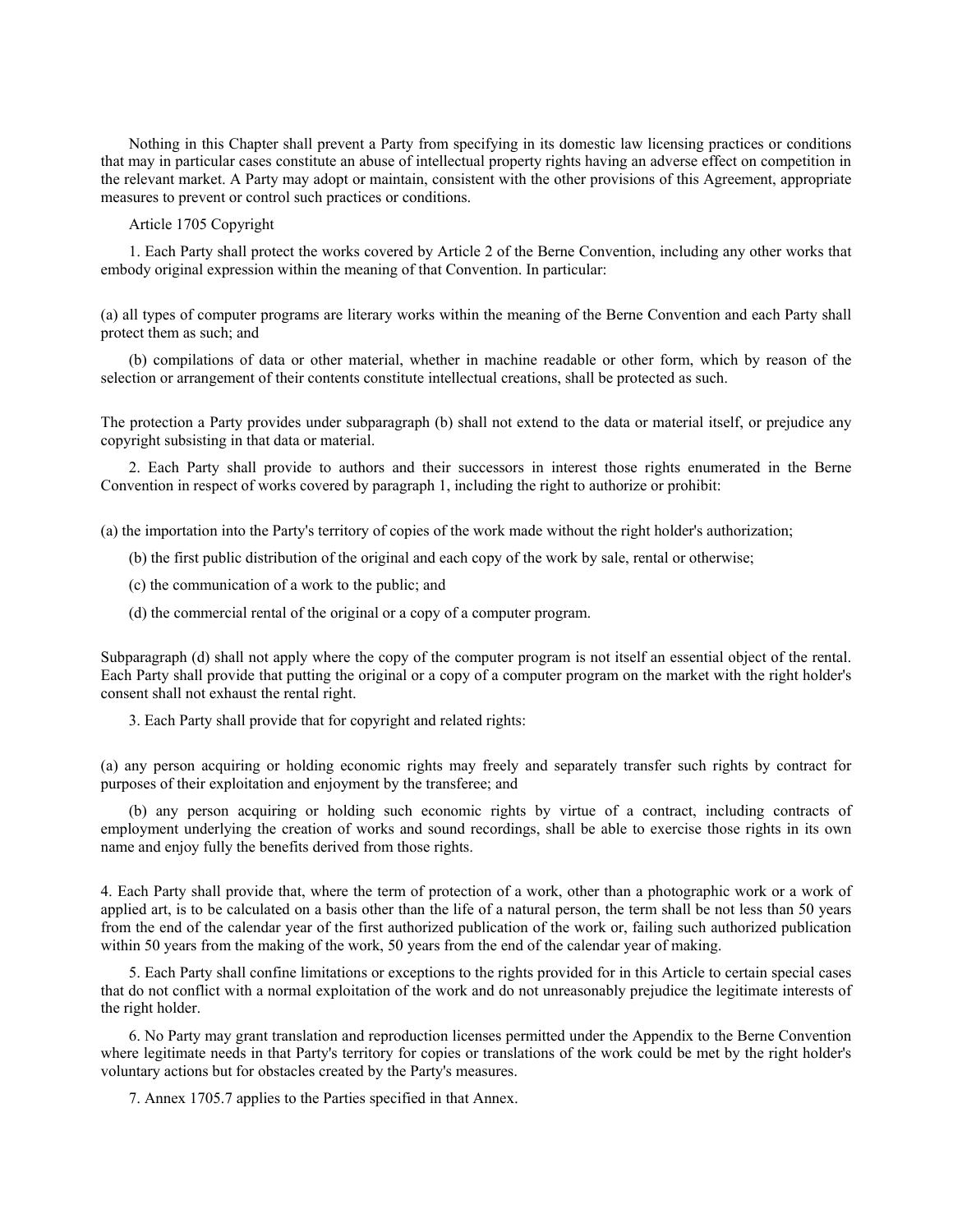Nothing in this Chapter shall prevent a Party from specifying in its domestic law licensing practices or conditions that may in particular cases constitute an abuse of intellectual property rights having an adverse effect on competition in the relevant market. A Party may adopt or maintain, consistent with the other provisions of this Agreement, appropriate measures to prevent or control such practices or conditions.

## Article 1705 Copyright

1. Each Party shall protect the works covered by Article 2 of the Berne Convention, including any other works that embody original expression within the meaning of that Convention. In particular:

(a) all types of computer programs are literary works within the meaning of the Berne Convention and each Party shall protect them as such; and

(b) compilations of data or other material, whether in machine readable or other form, which by reason of the selection or arrangement of their contents constitute intellectual creations, shall be protected as such.

The protection a Party provides under subparagraph (b) shall not extend to the data or material itself, or prejudice any copyright subsisting in that data or material.

2. Each Party shall provide to authors and their successors in interest those rights enumerated in the Berne Convention in respect of works covered by paragraph 1, including the right to authorize or prohibit:

(a) the importation into the Party's territory of copies of the work made without the right holder's authorization;

(b) the first public distribution of the original and each copy of the work by sale, rental or otherwise;

(c) the communication of a work to the public; and

(d) the commercial rental of the original or a copy of a computer program.

Subparagraph (d) shall not apply where the copy of the computer program is not itself an essential object of the rental. Each Party shall provide that putting the original or a copy of a computer program on the market with the right holder's consent shall not exhaust the rental right.

3. Each Party shall provide that for copyright and related rights:

(a) any person acquiring or holding economic rights may freely and separately transfer such rights by contract for purposes of their exploitation and enjoyment by the transferee; and

(b) any person acquiring or holding such economic rights by virtue of a contract, including contracts of employment underlying the creation of works and sound recordings, shall be able to exercise those rights in its own name and enjoy fully the benefits derived from those rights.

4. Each Party shall provide that, where the term of protection of a work, other than a photographic work or a work of applied art, is to be calculated on a basis other than the life of a natural person, the term shall be not less than 50 years from the end of the calendar year of the first authorized publication of the work or, failing such authorized publication within 50 years from the making of the work, 50 years from the end of the calendar year of making.

5. Each Party shall confine limitations or exceptions to the rights provided for in this Article to certain special cases that do not conflict with a normal exploitation of the work and do not unreasonably prejudice the legitimate interests of the right holder.

6. No Party may grant translation and reproduction licenses permitted under the Appendix to the Berne Convention where legitimate needs in that Party's territory for copies or translations of the work could be met by the right holder's voluntary actions but for obstacles created by the Party's measures.

7. Annex 1705.7 applies to the Parties specified in that Annex.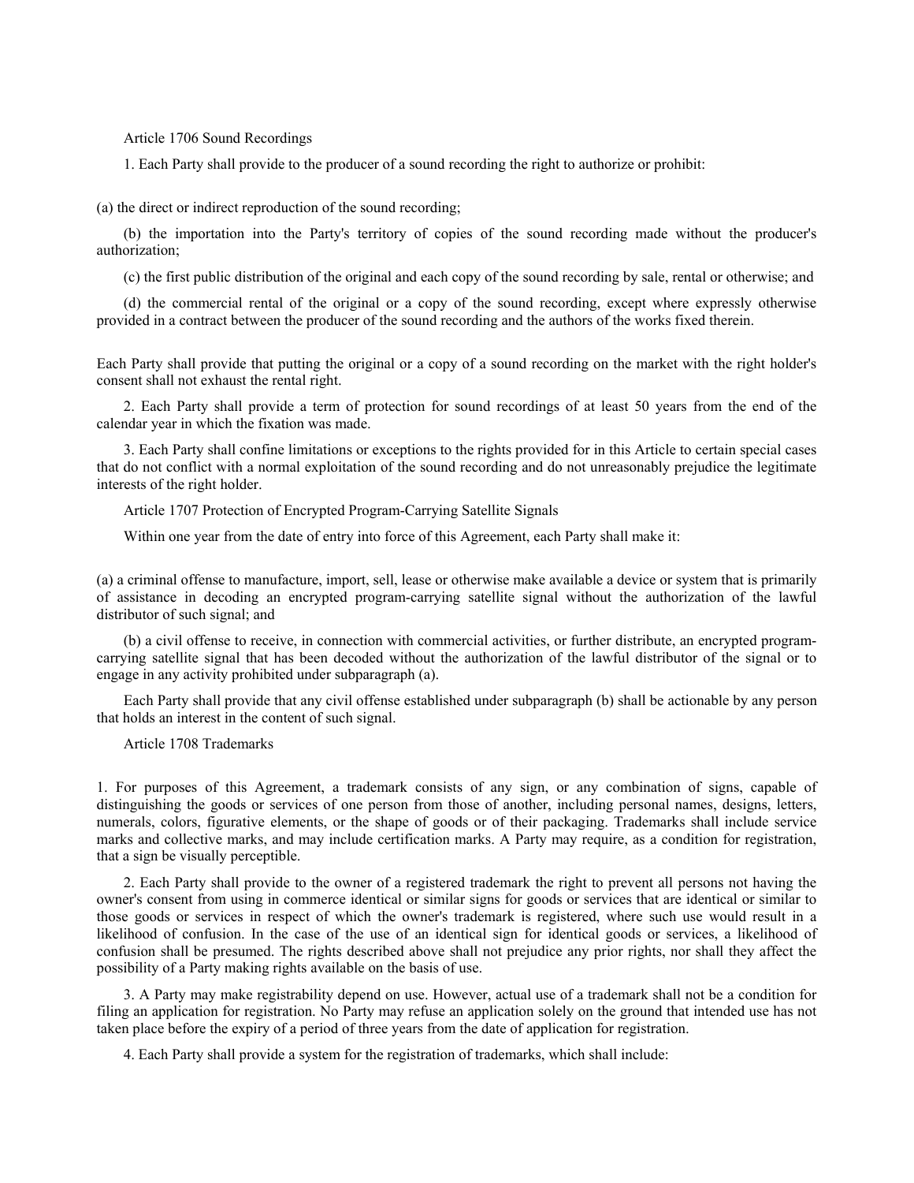## Article 1706 Sound Recordings

1. Each Party shall provide to the producer of a sound recording the right to authorize or prohibit:

(a) the direct or indirect reproduction of the sound recording;

(b) the importation into the Party's territory of copies of the sound recording made without the producer's authorization;

(c) the first public distribution of the original and each copy of the sound recording by sale, rental or otherwise; and

(d) the commercial rental of the original or a copy of the sound recording, except where expressly otherwise provided in a contract between the producer of the sound recording and the authors of the works fixed therein.

Each Party shall provide that putting the original or a copy of a sound recording on the market with the right holder's consent shall not exhaust the rental right.

2. Each Party shall provide a term of protection for sound recordings of at least 50 years from the end of the calendar year in which the fixation was made.

3. Each Party shall confine limitations or exceptions to the rights provided for in this Article to certain special cases that do not conflict with a normal exploitation of the sound recording and do not unreasonably prejudice the legitimate interests of the right holder.

## Article 1707 Protection of Encrypted Program-Carrying Satellite Signals

Within one year from the date of entry into force of this Agreement, each Party shall make it:

(a) a criminal offense to manufacture, import, sell, lease or otherwise make available a device or system that is primarily of assistance in decoding an encrypted program-carrying satellite signal without the authorization of the lawful distributor of such signal; and

(b) a civil offense to receive, in connection with commercial activities, or further distribute, an encrypted program-carrying satellite signal that has been decoded without the authorization of the lawful distributor of the signal or to engage in any activity prohibited under subparagraph (a).

Each Party shall provide that any civil offense established under subparagraph (b) shall be actionable by any person that holds an interest in the content of such signal.

## Article 1708 Trademarks

1. For purposes of this Agreement, a trademark consists of any sign, or any combination of signs, capable of distinguishing the goods or services of one person from those of another, including personal names, designs, letters, numerals, colors, figurative elements, or the shape of goods or of their packaging. Trademarks shall include service marks and collective marks, and may include certification marks. A Party may require, as a condition for registration, that a sign be visually perceptible.

2. Each Party shall provide to the owner of a registered trademark the right to prevent all persons not having the owner's consent from using in commerce identical or similar signs for goods or services that are identical or similar to those goods or services in respect of which the owner's trademark is registered, where such use would result in a likelihood of confusion. In the case of the use of an identical sign for identical goods or services, a likelihood of confusion shall be presumed. The rights described above shall not prejudice any prior rights, nor shall they affect the possibility of a Party making rights available on the basis of use.

3. A Party may make registrability depend on use. However, actual use of a trademark shall not be a condition for filing an application for registration. No Party may refuse an application solely on the ground that intended use has not taken place before the expiry of a period of three years from the date of application for registration.

4. Each Party shall provide a system for the registration of trademarks, which shall include: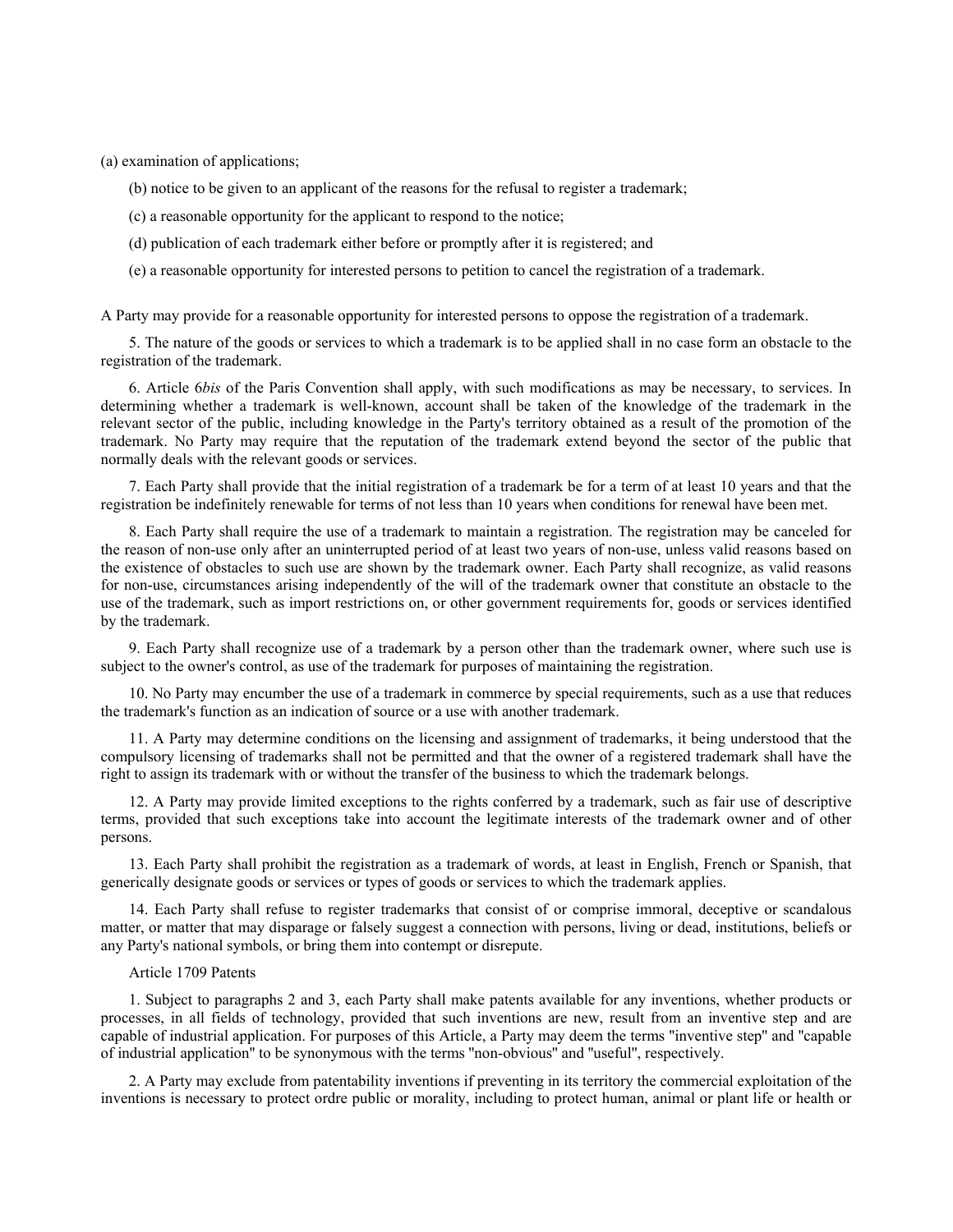(a) examination of applications;

(b) notice to be given to an applicant of the reasons for the refusal to register a trademark;

(c) a reasonable opportunity for the applicant to respond to the notice;

(d) publication of each trademark either before or promptly after it is registered; and

(e) a reasonable opportunity for interested persons to petition to cancel the registration of a trademark.

A Party may provide for a reasonable opportunity for interested persons to oppose the registration of a trademark.

5. The nature of the goods or services to which a trademark is to be applied shall in no case form an obstacle to the registration of the trademark.

6. Article 6*bis* of the Paris Convention shall apply, with such modifications as may be necessary, to services. In determining whether a trademark is well-known, account shall be taken of the knowledge of the trademark in the relevant sector of the public, including knowledge in the Party's territory obtained as a result of the promotion of the trademark. No Party may require that the reputation of the trademark extend beyond the sector of the public that normally deals with the relevant goods or services.

7. Each Party shall provide that the initial registration of a trademark be for a term of at least 10 years and that the registration be indefinitely renewable for terms of not less than 10 years when conditions for renewal have been met.

8. Each Party shall require the use of a trademark to maintain a registration. The registration may be canceled for the reason of non-use only after an uninterrupted period of at least two years of non-use, unless valid reasons based on the existence of obstacles to such use are shown by the trademark owner. Each Party shall recognize, as valid reasons for non-use, circumstances arising independently of the will of the trademark owner that constitute an obstacle to the use of the trademark, such as import restrictions on, or other government requirements for, goods or services identified by the trademark.

9. Each Party shall recognize use of a trademark by a person other than the trademark owner, where such use is subject to the owner's control, as use of the trademark for purposes of maintaining the registration.

10. No Party may encumber the use of a trademark in commerce by special requirements, such as a use that reduces the trademark's function as an indication of source or a use with another trademark.

11. A Party may determine conditions on the licensing and assignment of trademarks, it being understood that the compulsory licensing of trademarks shall not be permitted and that the owner of a registered trademark shall have the right to assign its trademark with or without the transfer of the business to which the trademark belongs.

12. A Party may provide limited exceptions to the rights conferred by a trademark, such as fair use of descriptive terms, provided that such exceptions take into account the legitimate interests of the trademark owner and of other persons.

13. Each Party shall prohibit the registration as a trademark of words, at least in English, French or Spanish, that generically designate goods or services or types of goods or services to which the trademark applies.

14. Each Party shall refuse to register trademarks that consist of or comprise immoral, deceptive or scandalous matter, or matter that may disparage or falsely suggest a connection with persons, living or dead, institutions, beliefs or any Party's national symbols, or bring them into contempt or disrepute.

Article 1709 Patents

1. Subject to paragraphs 2 and 3, each Party shall make patents available for any inventions, whether products or processes, in all fields of technology, provided that such inventions are new, result from an inventive step and are capable of industrial application. For purposes of this Article, a Party may deem the terms "inventive step" and "capable of industrial application" to be synonymous with the terms "non-obvious" and "useful", respectively.

2. A Party may exclude from patentability inventions if preventing in its territory the commercial exploitation of the inventions is necessary to protect ordre public or morality, including to protect human, animal or plant life or health or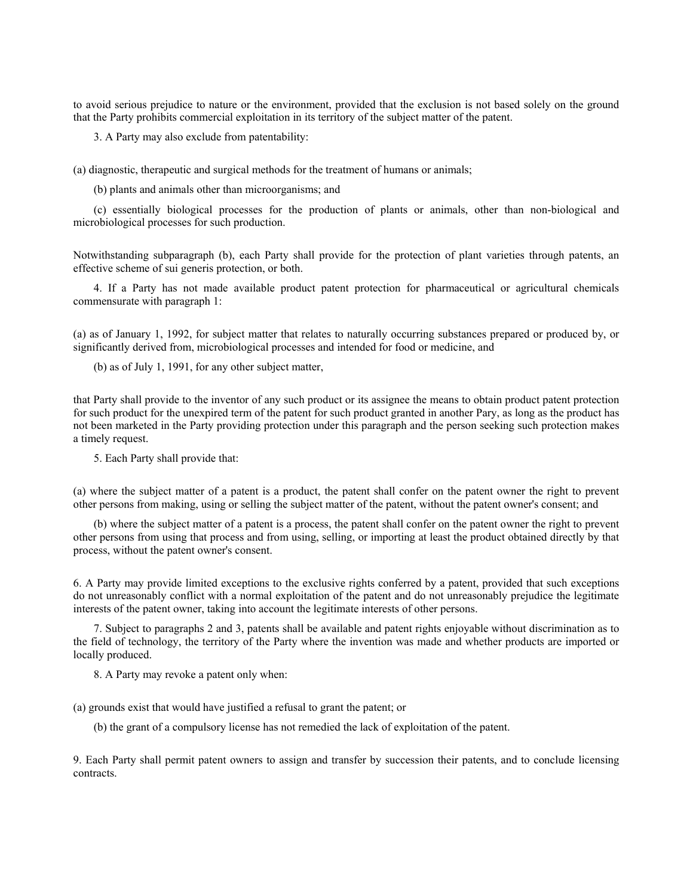to avoid serious prejudice to nature or the environment, provided that the exclusion is not based solely on the ground that the Party prohibits commercial exploitation in its territory of the subject matter of the patent.

3. A Party may also exclude from patentability:

(a) diagnostic, therapeutic and surgical methods for the treatment of humans or animals;

(b) plants and animals other than microorganisms; and

(c) essentially biological processes for the production of plants or animals, other than non-biological and microbiological processes for such production.

Notwithstanding subparagraph (b), each Party shall provide for the protection of plant varieties through patents, an effective scheme of sui generis protection, or both.

4. If a Party has not made available product patent protection for pharmaceutical or agricultural chemicals commensurate with paragraph 1:

(a) as of January 1, 1992, for subject matter that relates to naturally occurring substances prepared or produced by, or significantly derived from, microbiological processes and intended for food or medicine, and

(b) as of July 1, 1991, for any other subject matter,

that Party shall provide to the inventor of any such product or its assignee the means to obtain product patent protection for such product for the unexpired term of the patent for such product granted in another Pary, as long as the product has not been marketed in the Party providing protection under this paragraph and the person seeking such protection makes a timely request.

5. Each Party shall provide that:

(a) where the subject matter of a patent is a product, the patent shall confer on the patent owner the right to prevent other persons from making, using or selling the subject matter of the patent, without the patent owner's consent; and

(b) where the subject matter of a patent is a process, the patent shall confer on the patent owner the right to prevent other persons from using that process and from using, selling, or importing at least the product obtained directly by that process, without the patent owner's consent.

6. A Party may provide limited exceptions to the exclusive rights conferred by a patent, provided that such exceptions do not unreasonably conflict with a normal exploitation of the patent and do not unreasonably prejudice the legitimate interests of the patent owner, taking into account the legitimate interests of other persons.

7. Subject to paragraphs 2 and 3, patents shall be available and patent rights enjoyable without discrimination as to the field of technology, the territory of the Party where the invention was made and whether products are imported or locally produced.

8. A Party may revoke a patent only when:

(a) grounds exist that would have justified a refusal to grant the patent; or

(b) the grant of a compulsory license has not remedied the lack of exploitation of the patent.

9. Each Party shall permit patent owners to assign and transfer by succession their patents, and to conclude licensing contracts.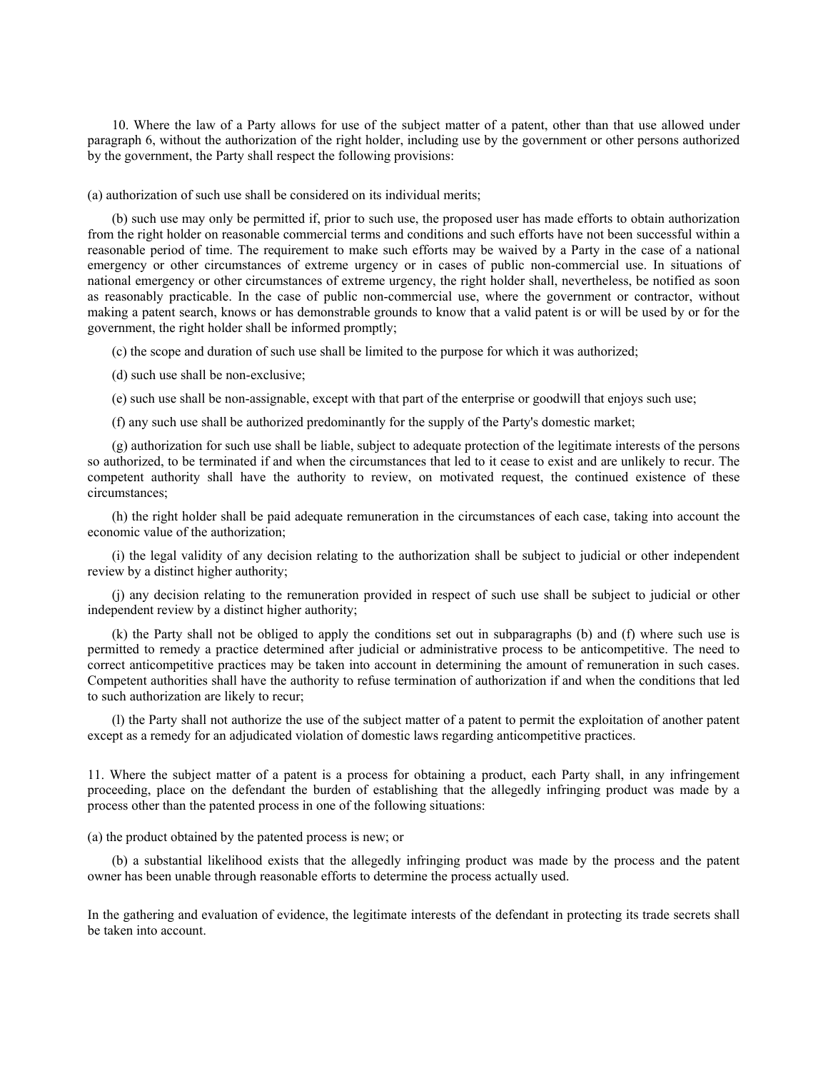10. Where the law of a Party allows for use of the subject matter of a patent, other than that use allowed under paragraph 6, without the authorization of the right holder, including use by the government or other persons authorized by the government, the Party shall respect the following provisions:

(a) authorization of such use shall be considered on its individual merits;

(b) such use may only be permitted if, prior to such use, the proposed user has made efforts to obtain authorization from the right holder on reasonable commercial terms and conditions and such efforts have not been successful within a reasonable period of time. The requirement to make such efforts may be waived by a Party in the case of a national emergency or other circumstances of extreme urgency or in cases of public non-commercial use. In situations of national emergency or other circumstances of extreme urgency, the right holder shall, nevertheless, be notified as soon as reasonably practicable. In the case of public non-commercial use, where the government or contractor, without making a patent search, knows or has demonstrable grounds to know that a valid patent is or will be used by or for the government, the right holder shall be informed promptly;

(c) the scope and duration of such use shall be limited to the purpose for which it was authorized;

(d) such use shall be non-exclusive;

(e) such use shall be non-assignable, except with that part of the enterprise or goodwill that enjoys such use;

(f) any such use shall be authorized predominantly for the supply of the Party's domestic market;

(g) authorization for such use shall be liable, subject to adequate protection of the legitimate interests of the persons so authorized, to be terminated if and when the circumstances that led to it cease to exist and are unlikely to recur. The competent authority shall have the authority to review, on motivated request, the continued existence of these circumstances;

(h) the right holder shall be paid adequate remuneration in the circumstances of each case, taking into account the economic value of the authorization;

(i) the legal validity of any decision relating to the authorization shall be subject to judicial or other independent review by a distinct higher authority;

(j) any decision relating to the remuneration provided in respect of such use shall be subject to judicial or other independent review by a distinct higher authority;

(k) the Party shall not be obliged to apply the conditions set out in subparagraphs (b) and (f) where such use is permitted to remedy a practice determined after judicial or administrative process to be anticompetitive. The need to correct anticompetitive practices may be taken into account in determining the amount of remuneration in such cases. Competent authorities shall have the authority to refuse termination of authorization if and when the conditions that led to such authorization are likely to recur;

(l) the Party shall not authorize the use of the subject matter of a patent to permit the exploitation of another patent except as a remedy for an adjudicated violation of domestic laws regarding anticompetitive practices.

11. Where the subject matter of a patent is a process for obtaining a product, each Party shall, in any infringement proceeding, place on the defendant the burden of establishing that the allegedly infringing product was made by a process other than the patented process in one of the following situations:

(a) the product obtained by the patented process is new; or

(b) a substantial likelihood exists that the allegedly infringing product was made by the process and the patent owner has been unable through reasonable efforts to determine the process actually used.

In the gathering and evaluation of evidence, the legitimate interests of the defendant in protecting its trade secrets shall be taken into account.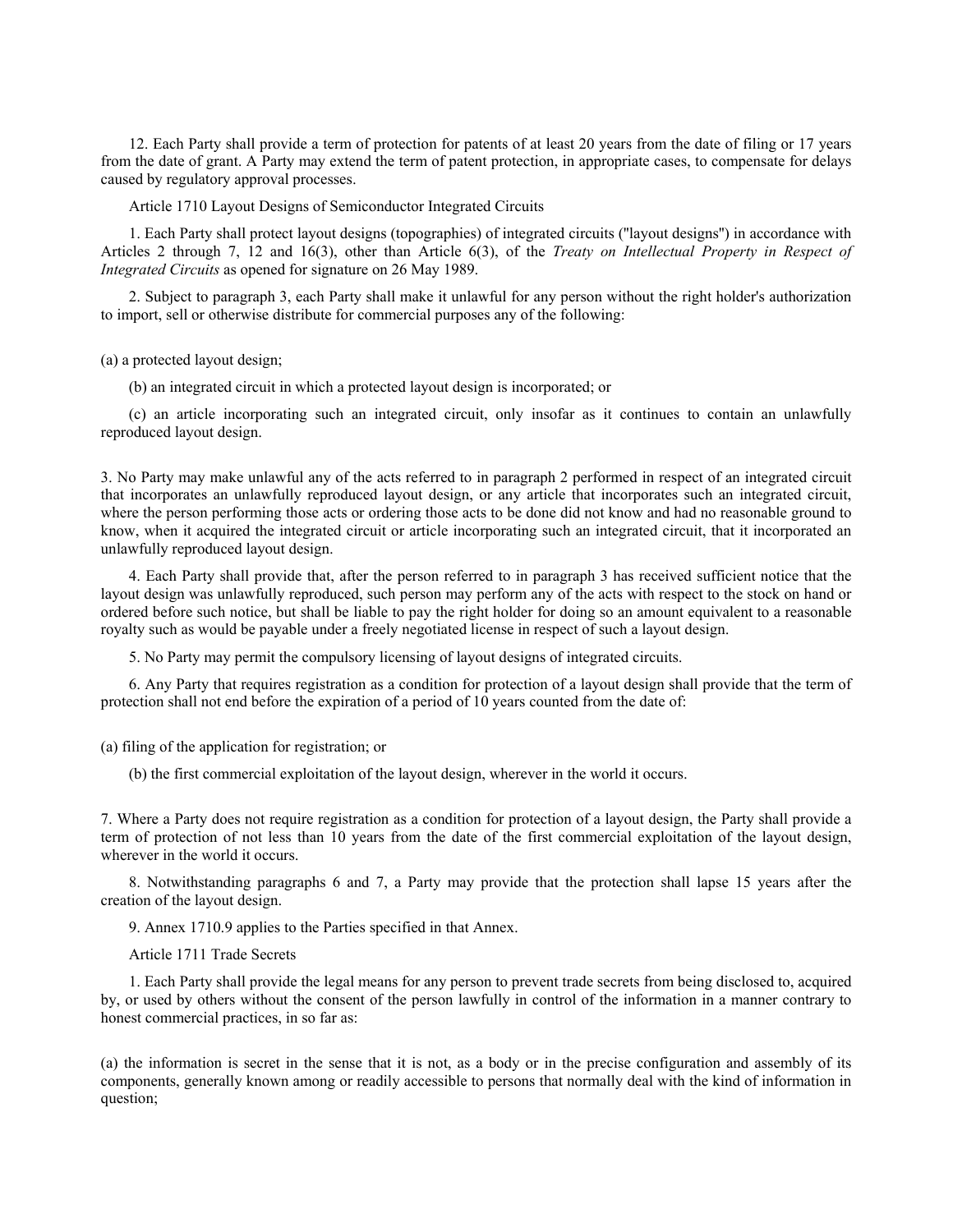12. Each Party shall provide a term of protection for patents of at least 20 years from the date of filing or 17 years from the date of grant. A Party may extend the term of patent protection, in appropriate cases, to compensate for delays caused by regulatory approval processes.

Article 1710 Layout Designs of Semiconductor Integrated Circuits

1. Each Party shall protect layout designs (topographies) of integrated circuits ("layout designs") in accordance with Articles 2 through 7, 12 and 16(3), other than Article 6(3), of the *Treaty on Intellectual Property in Respect of Integrated Circuits* as opened for signature on 26 May 1989.

2. Subject to paragraph 3, each Party shall make it unlawful for any person without the right holder's authorization to import, sell or otherwise distribute for commercial purposes any of the following:

(a) a protected layout design;

(b) an integrated circuit in which a protected layout design is incorporated; or

(c) an article incorporating such an integrated circuit, only insofar as it continues to contain an unlawfully reproduced layout design.

3. No Party may make unlawful any of the acts referred to in paragraph 2 performed in respect of an integrated circuit that incorporates an unlawfully reproduced layout design, or any article that incorporates such an integrated circuit, where the person performing those acts or ordering those acts to be done did not know and had no reasonable ground to know, when it acquired the integrated circuit or article incorporating such an integrated circuit, that it incorporated an unlawfully reproduced layout design.

4. Each Party shall provide that, after the person referred to in paragraph 3 has received sufficient notice that the layout design was unlawfully reproduced, such person may perform any of the acts with respect to the stock on hand or ordered before such notice, but shall be liable to pay the right holder for doing so an amount equivalent to a reasonable royalty such as would be payable under a freely negotiated license in respect of such a layout design.

5. No Party may permit the compulsory licensing of layout designs of integrated circuits.

6. Any Party that requires registration as a condition for protection of a layout design shall provide that the term of protection shall not end before the expiration of a period of 10 years counted from the date of:

(a) filing of the application for registration; or

(b) the first commercial exploitation of the layout design, wherever in the world it occurs.

7. Where a Party does not require registration as a condition for protection of a layout design, the Party shall provide a term of protection of not less than 10 years from the date of the first commercial exploitation of the layout design, wherever in the world it occurs.

8. Notwithstanding paragraphs 6 and 7, a Party may provide that the protection shall lapse 15 years after the creation of the layout design.

9. Annex 1710.9 applies to the Parties specified in that Annex.

Article 1711 Trade Secrets

1. Each Party shall provide the legal means for any person to prevent trade secrets from being disclosed to, acquired by, or used by others without the consent of the person lawfully in control of the information in a manner contrary to honest commercial practices, in so far as:

(a) the information is secret in the sense that it is not, as a body or in the precise configuration and assembly of its components, generally known among or readily accessible to persons that normally deal with the kind of information in question;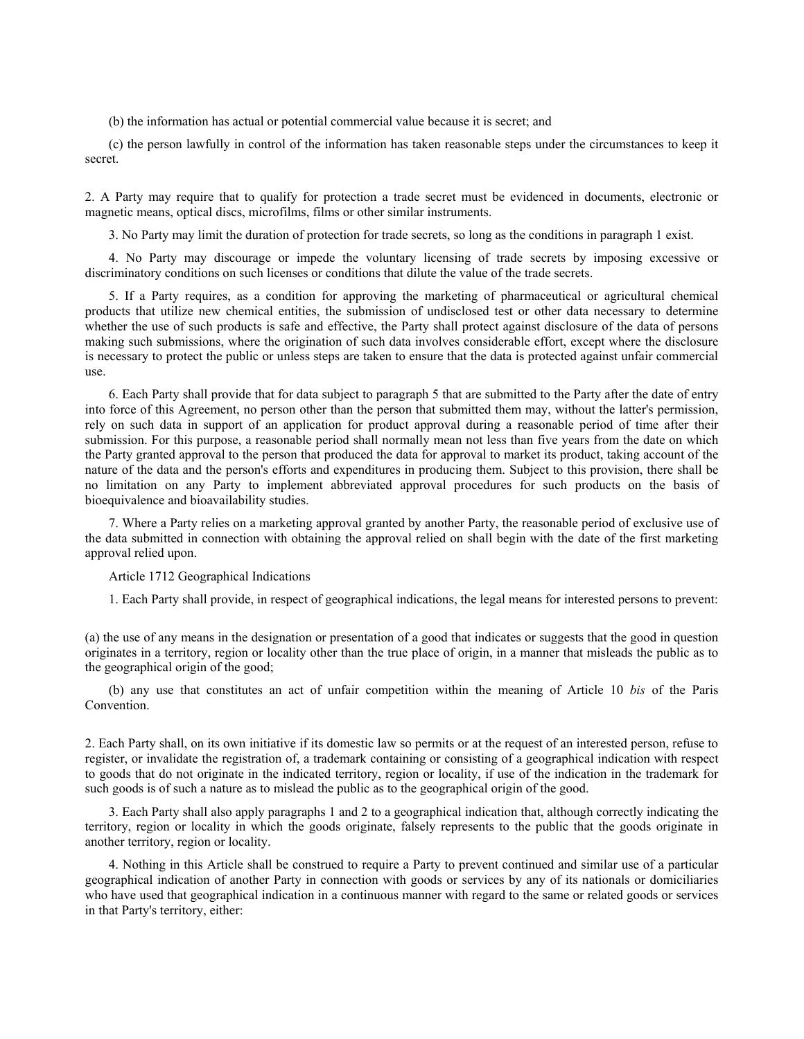(b) the information has actual or potential commercial value because it is secret; and

(c) the person lawfully in control of the information has taken reasonable steps under the circumstances to keep it secret.

2. A Party may require that to qualify for protection a trade secret must be evidenced in documents, electronic or magnetic means, optical discs, microfilms, films or other similar instruments.

3. No Party may limit the duration of protection for trade secrets, so long as the conditions in paragraph 1 exist.

4. No Party may discourage or impede the voluntary licensing of trade secrets by imposing excessive or discriminatory conditions on such licenses or conditions that dilute the value of the trade secrets.

5. If a Party requires, as a condition for approving the marketing of pharmaceutical or agricultural chemical products that utilize new chemical entities, the submission of undisclosed test or other data necessary to determine whether the use of such products is safe and effective, the Party shall protect against disclosure of the data of persons making such submissions, where the origination of such data involves considerable effort, except where the disclosure is necessary to protect the public or unless steps are taken to ensure that the data is protected against unfair commercial use.

6. Each Party shall provide that for data subject to paragraph 5 that are submitted to the Party after the date of entry into force of this Agreement, no person other than the person that submitted them may, without the latter's permission, rely on such data in support of an application for product approval during a reasonable period of time after their submission. For this purpose, a reasonable period shall normally mean not less than five years from the date on which the Party granted approval to the person that produced the data for approval to market its product, taking account of the nature of the data and the person's efforts and expenditures in producing them. Subject to this provision, there shall be no limitation on any Party to implement abbreviated approval procedures for such products on the basis of bioequivalence and bioavailability studies.

7. Where a Party relies on a marketing approval granted by another Party, the reasonable period of exclusive use of the data submitted in connection with obtaining the approval relied on shall begin with the date of the first marketing approval relied upon.

Article 1712 Geographical Indications

1. Each Party shall provide, in respect of geographical indications, the legal means for interested persons to prevent:

(a) the use of any means in the designation or presentation of a good that indicates or suggests that the good in question originates in a territory, region or locality other than the true place of origin, in a manner that misleads the public as to the geographical origin of the good;

(b) any use that constitutes an act of unfair competition within the meaning of Article 10 *bis* of the Paris Convention.

2. Each Party shall, on its own initiative if its domestic law so permits or at the request of an interested person, refuse to register, or invalidate the registration of, a trademark containing or consisting of a geographical indication with respect to goods that do not originate in the indicated territory, region or locality, if use of the indication in the trademark for such goods is of such a nature as to mislead the public as to the geographical origin of the good.

3. Each Party shall also apply paragraphs 1 and 2 to a geographical indication that, although correctly indicating the territory, region or locality in which the goods originate, falsely represents to the public that the goods originate in another territory, region or locality.

4. Nothing in this Article shall be construed to require a Party to prevent continued and similar use of a particular geographical indication of another Party in connection with goods or services by any of its nationals or domiciliaries who have used that geographical indication in a continuous manner with regard to the same or related goods or services in that Party's territory, either: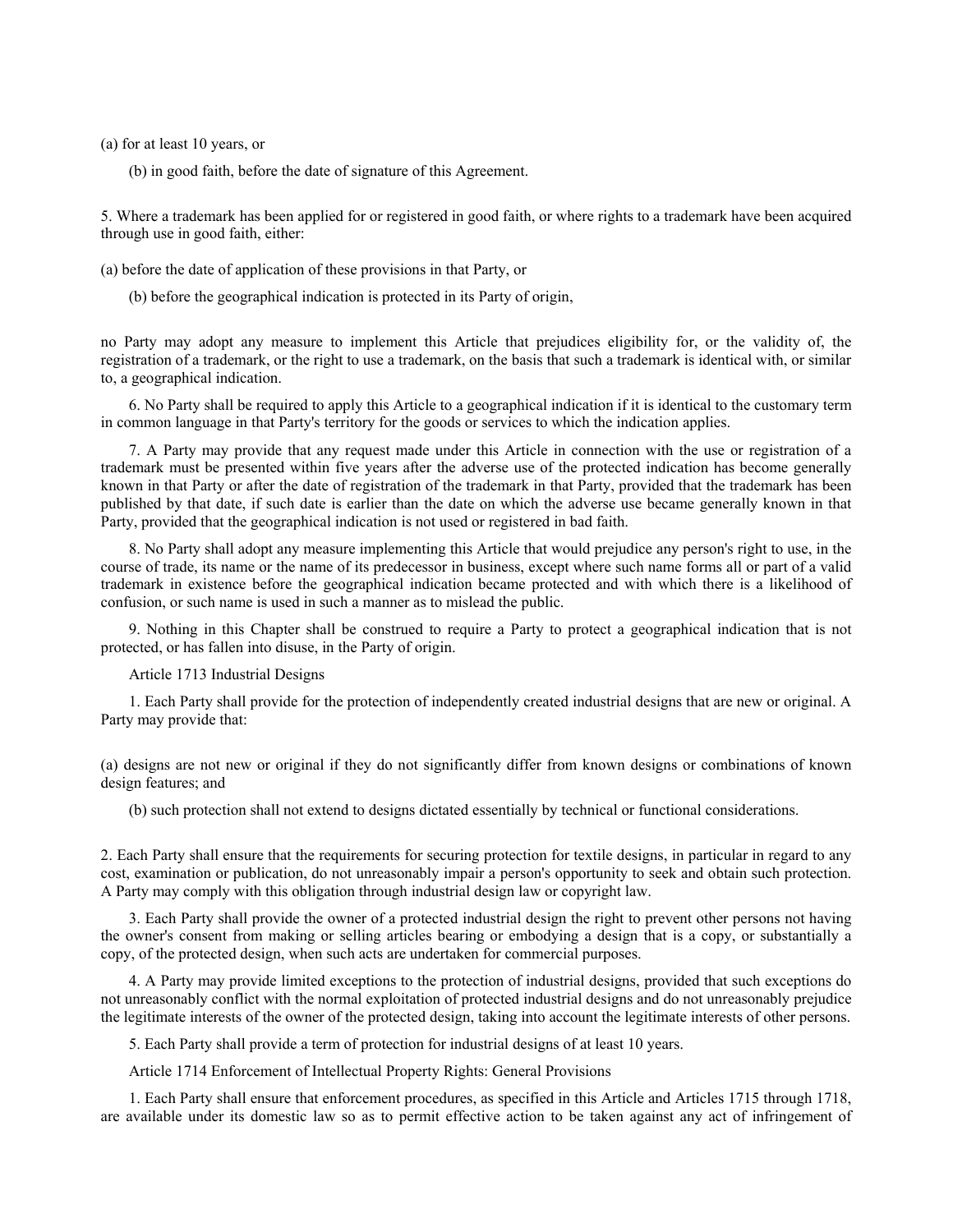(a) for at least 10 years, or

(b) in good faith, before the date of signature of this Agreement.

5. Where a trademark has been applied for or registered in good faith, or where rights to a trademark have been acquired through use in good faith, either:

(a) before the date of application of these provisions in that Party, or

(b) before the geographical indication is protected in its Party of origin,

no Party may adopt any measure to implement this Article that prejudices eligibility for, or the validity of, the registration of a trademark, or the right to use a trademark, on the basis that such a trademark is identical with, or similar to, a geographical indication.

6. No Party shall be required to apply this Article to a geographical indication if it is identical to the customary term in common language in that Party's territory for the goods or services to which the indication applies.

7. A Party may provide that any request made under this Article in connection with the use or registration of a trademark must be presented within five years after the adverse use of the protected indication has become generally known in that Party or after the date of registration of the trademark in that Party, provided that the trademark has been published by that date, if such date is earlier than the date on which the adverse use became generally known in that Party, provided that the geographical indication is not used or registered in bad faith.

8. No Party shall adopt any measure implementing this Article that would prejudice any person's right to use, in the course of trade, its name or the name of its predecessor in business, except where such name forms all or part of a valid trademark in existence before the geographical indication became protected and with which there is a likelihood of confusion, or such name is used in such a manner as to mislead the public.

9. Nothing in this Chapter shall be construed to require a Party to protect a geographical indication that is not protected, or has fallen into disuse, in the Party of origin.

Article 1713 Industrial Designs

1. Each Party shall provide for the protection of independently created industrial designs that are new or original. A Party may provide that:

(a) designs are not new or original if they do not significantly differ from known designs or combinations of known design features; and

(b) such protection shall not extend to designs dictated essentially by technical or functional considerations.

2. Each Party shall ensure that the requirements for securing protection for textile designs, in particular in regard to any cost, examination or publication, do not unreasonably impair a person's opportunity to seek and obtain such protection. A Party may comply with this obligation through industrial design law or copyright law.

3. Each Party shall provide the owner of a protected industrial design the right to prevent other persons not having the owner's consent from making or selling articles bearing or embodying a design that is a copy, or substantially a copy, of the protected design, when such acts are undertaken for commercial purposes.

4. A Party may provide limited exceptions to the protection of industrial designs, provided that such exceptions do not unreasonably conflict with the normal exploitation of protected industrial designs and do not unreasonably prejudice the legitimate interests of the owner of the protected design, taking into account the legitimate interests of other persons.

5. Each Party shall provide a term of protection for industrial designs of at least 10 years.

Article 1714 Enforcement of Intellectual Property Rights: General Provisions

1. Each Party shall ensure that enforcement procedures, as specified in this Article and Articles 1715 through 1718, are available under its domestic law so as to permit effective action to be taken against any act of infringement of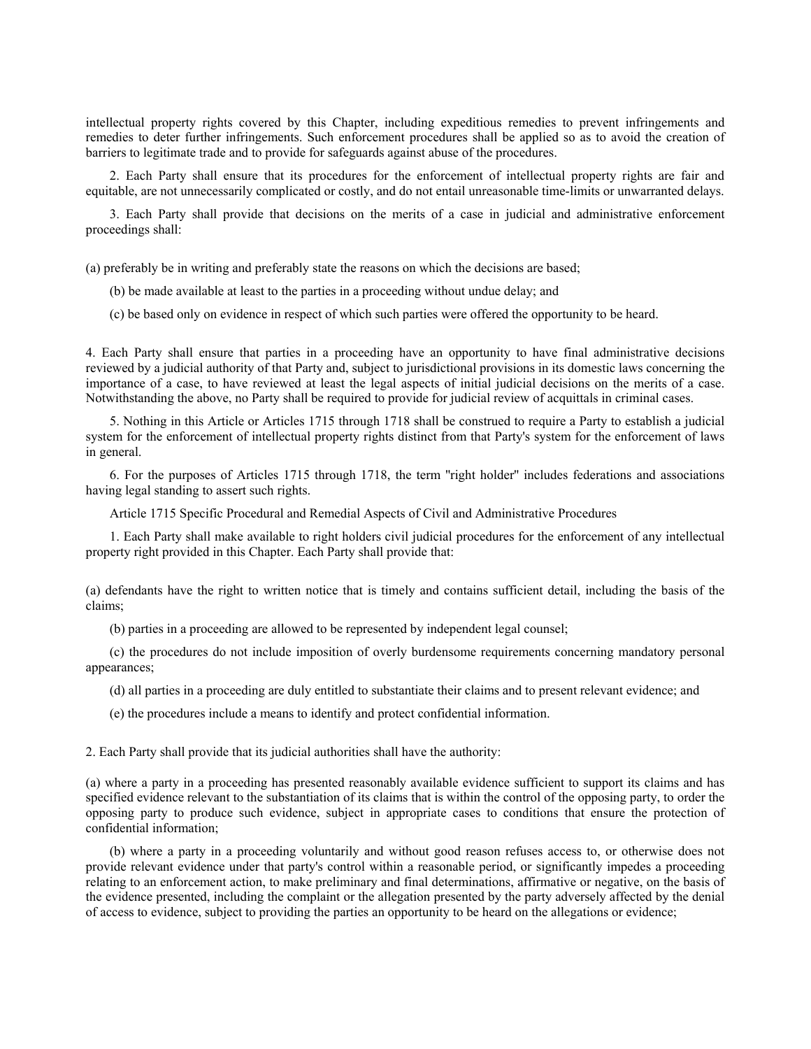intellectual property rights covered by this Chapter, including expeditious remedies to prevent infringements and remedies to deter further infringements. Such enforcement procedures shall be applied so as to avoid the creation of barriers to legitimate trade and to provide for safeguards against abuse of the procedures.

2. Each Party shall ensure that its procedures for the enforcement of intellectual property rights are fair and equitable, are not unnecessarily complicated or costly, and do not entail unreasonable time-limits or unwarranted delays.

3. Each Party shall provide that decisions on the merits of a case in judicial and administrative enforcement proceedings shall:

(a) preferably be in writing and preferably state the reasons on which the decisions are based;

(b) be made available at least to the parties in a proceeding without undue delay; and

(c) be based only on evidence in respect of which such parties were offered the opportunity to be heard.

4. Each Party shall ensure that parties in a proceeding have an opportunity to have final administrative decisions reviewed by a judicial authority of that Party and, subject to jurisdictional provisions in its domestic laws concerning the importance of a case, to have reviewed at least the legal aspects of initial judicial decisions on the merits of a case. Notwithstanding the above, no Party shall be required to provide for judicial review of acquittals in criminal cases.

5. Nothing in this Article or Articles 1715 through 1718 shall be construed to require a Party to establish a judicial system for the enforcement of intellectual property rights distinct from that Party's system for the enforcement of laws in general.

6. For the purposes of Articles 1715 through 1718, the term "right holder" includes federations and associations having legal standing to assert such rights.

Article 1715 Specific Procedural and Remedial Aspects of Civil and Administrative Procedures

1. Each Party shall make available to right holders civil judicial procedures for the enforcement of any intellectual property right provided in this Chapter. Each Party shall provide that:

(a) defendants have the right to written notice that is timely and contains sufficient detail, including the basis of the claims;

(b) parties in a proceeding are allowed to be represented by independent legal counsel;

(c) the procedures do not include imposition of overly burdensome requirements concerning mandatory personal appearances;

(d) all parties in a proceeding are duly entitled to substantiate their claims and to present relevant evidence; and

(e) the procedures include a means to identify and protect confidential information.

2. Each Party shall provide that its judicial authorities shall have the authority:

(a) where a party in a proceeding has presented reasonably available evidence sufficient to support its claims and has specified evidence relevant to the substantiation of its claims that is within the control of the opposing party, to order the opposing party to produce such evidence, subject in appropriate cases to conditions that ensure the protection of confidential information;

(b) where a party in a proceeding voluntarily and without good reason refuses access to, or otherwise does not provide relevant evidence under that party's control within a reasonable period, or significantly impedes a proceeding relating to an enforcement action, to make preliminary and final determinations, affirmative or negative, on the basis of the evidence presented, including the complaint or the allegation presented by the party adversely affected by the denial of access to evidence, subject to providing the parties an opportunity to be heard on the allegations or evidence;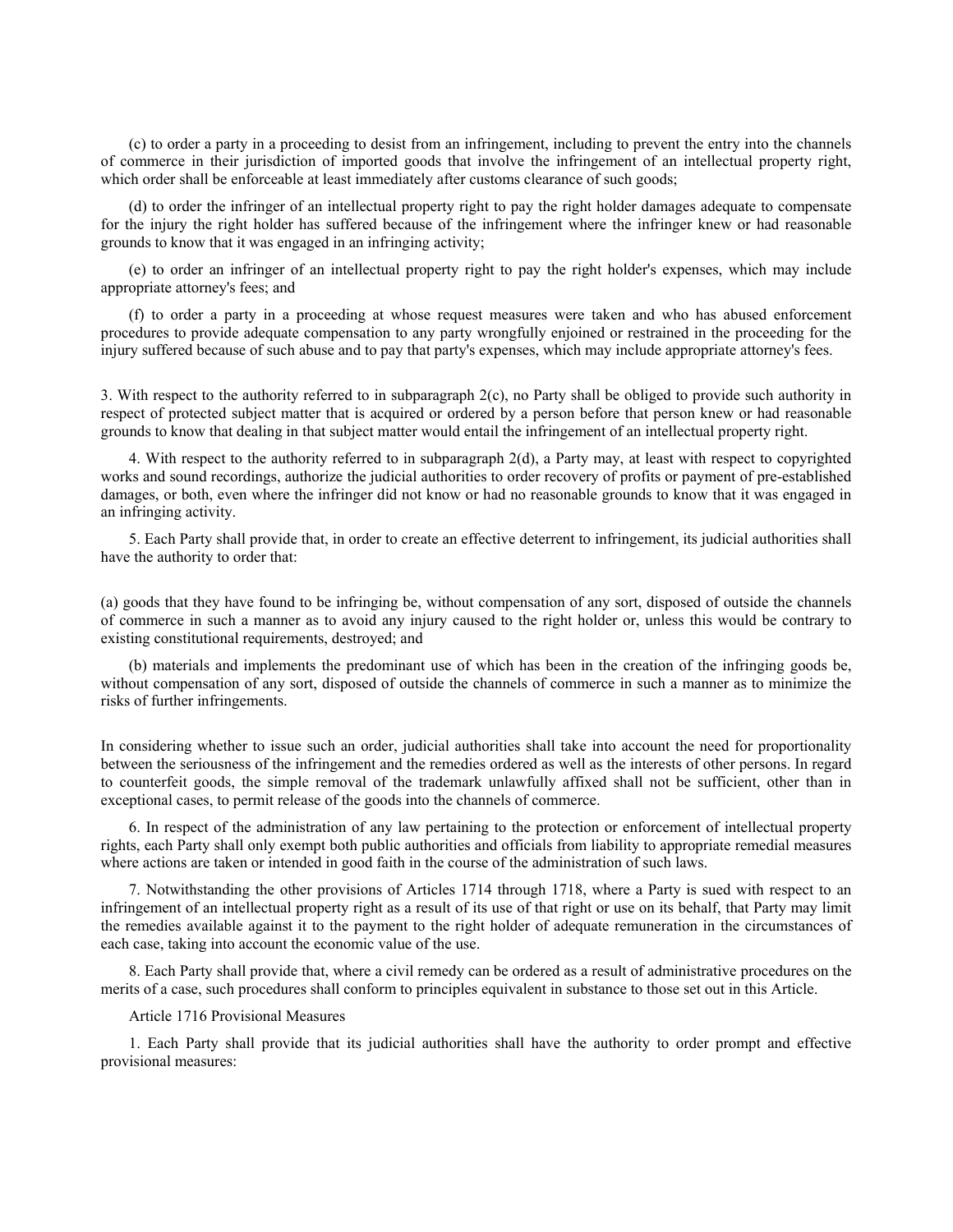(c) to order a party in a proceeding to desist from an infringement, including to prevent the entry into the channels of commerce in their jurisdiction of imported goods that involve the infringement of an intellectual property right, which order shall be enforceable at least immediately after customs clearance of such goods;

(d) to order the infringer of an intellectual property right to pay the right holder damages adequate to compensate for the injury the right holder has suffered because of the infringement where the infringer knew or had reasonable grounds to know that it was engaged in an infringing activity;

(e) to order an infringer of an intellectual property right to pay the right holder's expenses, which may include appropriate attorney's fees; and

(f) to order a party in a proceeding at whose request measures were taken and who has abused enforcement procedures to provide adequate compensation to any party wrongfully enjoined or restrained in the proceeding for the injury suffered because of such abuse and to pay that party's expenses, which may include appropriate attorney's fees.

3. With respect to the authority referred to in subparagraph 2(c), no Party shall be obliged to provide such authority in respect of protected subject matter that is acquired or ordered by a person before that person knew or had reasonable grounds to know that dealing in that subject matter would entail the infringement of an intellectual property right.

4. With respect to the authority referred to in subparagraph 2(d), a Party may, at least with respect to copyrighted works and sound recordings, authorize the judicial authorities to order recovery of profits or payment of pre-established damages, or both, even where the infringer did not know or had no reasonable grounds to know that it was engaged in an infringing activity.

5. Each Party shall provide that, in order to create an effective deterrent to infringement, its judicial authorities shall have the authority to order that:

(a) goods that they have found to be infringing be, without compensation of any sort, disposed of outside the channels of commerce in such a manner as to avoid any injury caused to the right holder or, unless this would be contrary to existing constitutional requirements, destroyed; and

(b) materials and implements the predominant use of which has been in the creation of the infringing goods be, without compensation of any sort, disposed of outside the channels of commerce in such a manner as to minimize the risks of further infringements.

In considering whether to issue such an order, judicial authorities shall take into account the need for proportionality between the seriousness of the infringement and the remedies ordered as well as the interests of other persons. In regard to counterfeit goods, the simple removal of the trademark unlawfully affixed shall not be sufficient, other than in exceptional cases, to permit release of the goods into the channels of commerce.

6. In respect of the administration of any law pertaining to the protection or enforcement of intellectual property rights, each Party shall only exempt both public authorities and officials from liability to appropriate remedial measures where actions are taken or intended in good faith in the course of the administration of such laws.

7. Notwithstanding the other provisions of Articles 1714 through 1718, where a Party is sued with respect to an infringement of an intellectual property right as a result of its use of that right or use on its behalf, that Party may limit the remedies available against it to the payment to the right holder of adequate remuneration in the circumstances of each case, taking into account the economic value of the use.

8. Each Party shall provide that, where a civil remedy can be ordered as a result of administrative procedures on the merits of a case, such procedures shall conform to principles equivalent in substance to those set out in this Article.

Article 1716 Provisional Measures

1. Each Party shall provide that its judicial authorities shall have the authority to order prompt and effective provisional measures: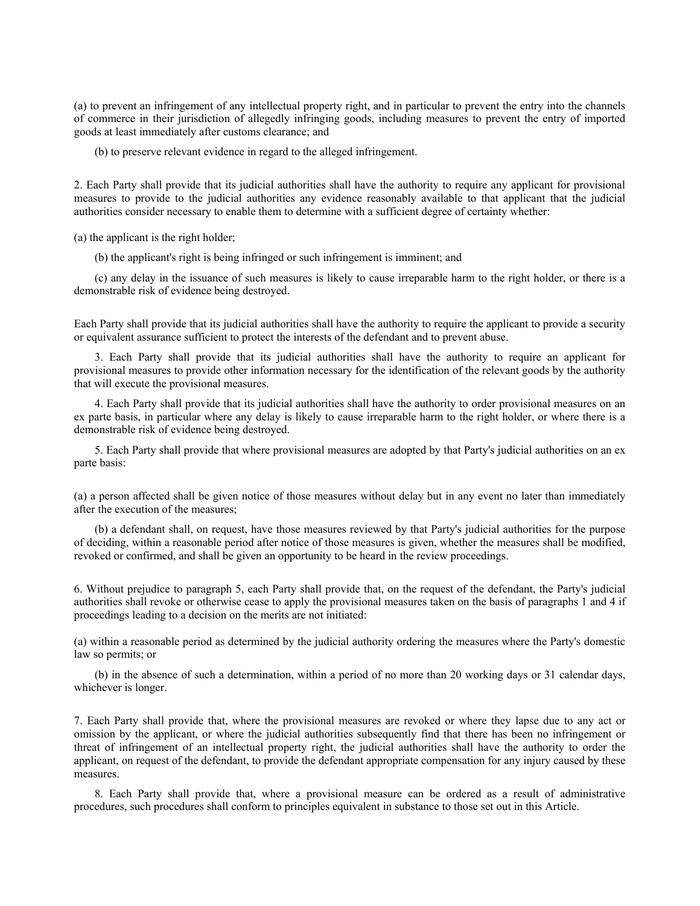(a) to prevent an infringement of any intellectual property right, and in particular to prevent the entry into the channels of commerce in their jurisdiction of allegedly infringing goods, including measures to prevent the entry of imported goods at least immediately after customs clearance; and

(b) to preserve relevant evidence in regard to the alleged infringement.

2. Each Party shall provide that its judicial authorities shall have the authority to require any applicant for provisional measures to provide to the judicial authorities any evidence reasonably available to that applicant that the judicial authorities consider necessary to enable them to determine with a sufficient degree of certainty whether:

(a) the applicant is the right holder;

(b) the applicant's right is being infringed or such infringement is imminent; and

(c) any delay in the issuance of such measures is likely to cause irreparable harm to the right holder, or there is a demonstrable risk of evidence being destroyed.

Each Party shall provide that its judicial authorities shall have the authority to require the applicant to provide a security or equivalent assurance sufficient to protect the interests of the defendant and to prevent abuse.

3. Each Party shall provide that its judicial authorities shall have the authority to require an applicant for provisional measures to provide other information necessary for the identification of the relevant goods by the authority that will execute the provisional measures.

4. Each Party shall provide that its judicial authorities shall have the authority to order provisional measures on an ex parte basis, in particular where any delay is likely to cause irreparable harm to the right holder, or where there is a demonstrable risk of evidence being destroyed.

5. Each Party shall provide that where provisional measures are adopted by that Party's judicial authorities on an ex parte basis:

(a) a person affected shall be given notice of those measures without delay but in any event no later than immediately after the execution of the measures;

(b) a defendant shall, on request, have those measures reviewed by that Party's judicial authorities for the purpose of deciding, within a reasonable period after notice of those measures is given, whether the measures shall be modified, revoked or confirmed, and shall be given an opportunity to be heard in the review proceedings.

6. Without prejudice to paragraph 5, each Party shall provide that, on the request of the defendant, the Party's judicial authorities shall revoke or otherwise cease to apply the provisional measures taken on the basis of paragraphs 1 and 4 if proceedings leading to a decision on the merits are not initiated:

(a) within a reasonable period as determined by the judicial authority ordering the measures where the Party's domestic law so permits; or

(b) in the absence of such a determination, within a period of no more than 20 working days or 31 calendar days, whichever is longer.

7. Each Party shall provide that, where the provisional measures are revoked or where they lapse due to any act or omission by the applicant, or where the judicial authorities subsequently find that there has been no infringement or threat of infringement of an intellectual property right, the judicial authorities shall have the authority to order the applicant, on request of the defendant, to provide the defendant appropriate compensation for any injury caused by these measures.

8. Each Party shall provide that, where a provisional measure can be ordered as a result of administrative procedures, such procedures shall conform to principles equivalent in substance to those set out in this Article.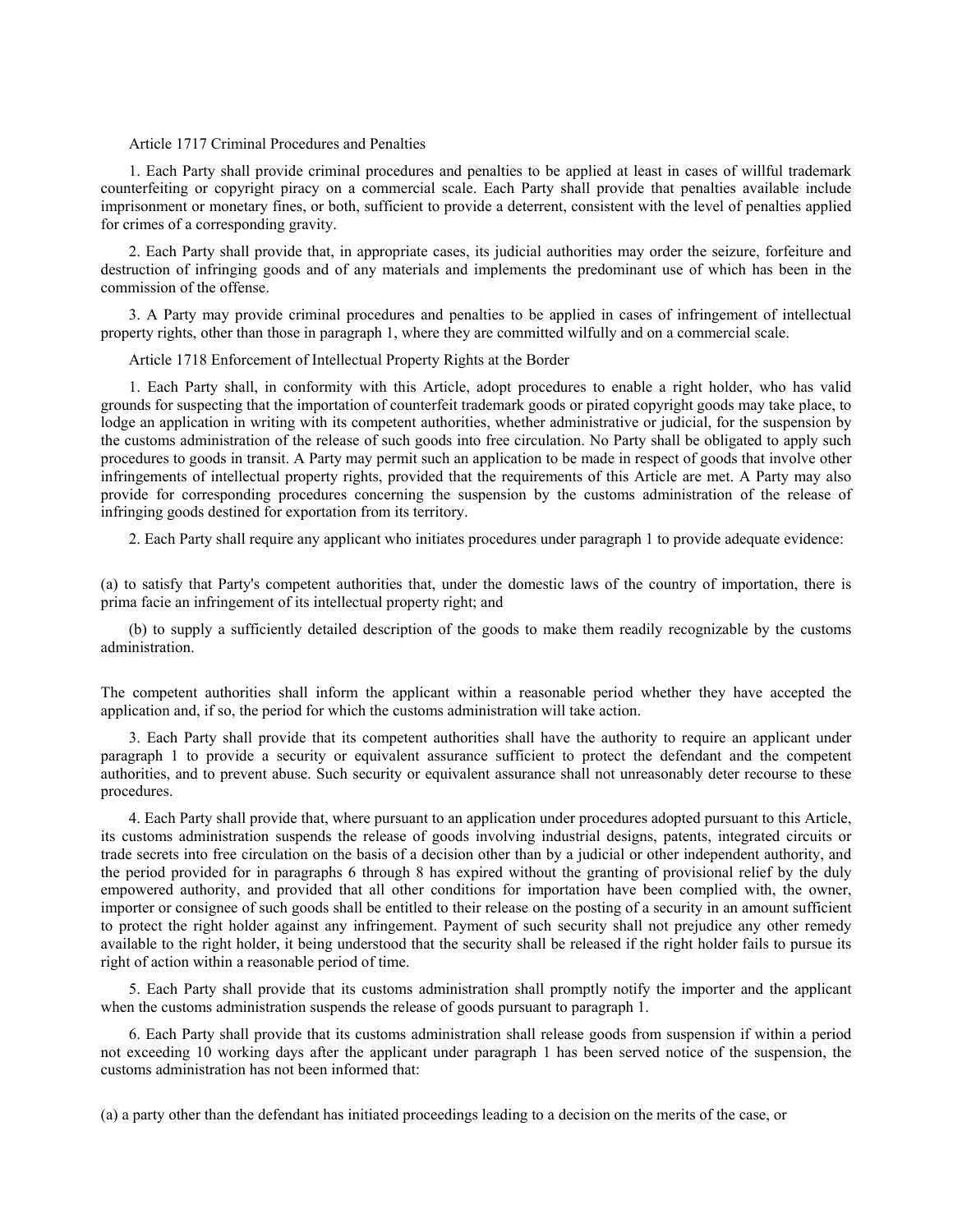Article 1717 Criminal Procedures and Penalties

1. Each Party shall provide criminal procedures and penalties to be applied at least in cases of willful trademark counterfeiting or copyright piracy on a commercial scale. Each Party shall provide that penalties available include imprisonment or monetary fines, or both, sufficient to provide a deterrent, consistent with the level of penalties applied for crimes of a corresponding gravity.

2. Each Party shall provide that, in appropriate cases, its judicial authorities may order the seizure, forfeiture and destruction of infringing goods and of any materials and implements the predominant use of which has been in the commission of the offense.

3. A Party may provide criminal procedures and penalties to be applied in cases of infringement of intellectual property rights, other than those in paragraph 1, where they are committed wilfully and on a commercial scale.

Article 1718 Enforcement of Intellectual Property Rights at the Border

1. Each Party shall, in conformity with this Article, adopt procedures to enable a right holder, who has valid grounds for suspecting that the importation of counterfeit trademark goods or pirated copyright goods may take place, to lodge an application in writing with its competent authorities, whether administrative or judicial, for the suspension by the customs administration of the release of such goods into free circulation. No Party shall be obligated to apply such procedures to goods in transit. A Party may permit such an application to be made in respect of goods that involve other infringements of intellectual property rights, provided that the requirements of this Article are met. A Party may also provide for corresponding procedures concerning the suspension by the customs administration of the release of infringing goods destined for exportation from its territory.

2. Each Party shall require any applicant who initiates procedures under paragraph 1 to provide adequate evidence:

(a) to satisfy that Party's competent authorities that, under the domestic laws of the country of importation, there is prima facie an infringement of its intellectual property right; and

(b) to supply a sufficiently detailed description of the goods to make them readily recognizable by the customs administration.

The competent authorities shall inform the applicant within a reasonable period whether they have accepted the application and, if so, the period for which the customs administration will take action.

3. Each Party shall provide that its competent authorities shall have the authority to require an applicant under paragraph 1 to provide a security or equivalent assurance sufficient to protect the defendant and the competent authorities, and to prevent abuse. Such security or equivalent assurance shall not unreasonably deter recourse to these procedures.

4. Each Party shall provide that, where pursuant to an application under procedures adopted pursuant to this Article, its customs administration suspends the release of goods involving industrial designs, patents, integrated circuits or trade secrets into free circulation on the basis of a decision other than by a judicial or other independent authority, and the period provided for in paragraphs 6 through 8 has expired without the granting of provisional relief by the duly empowered authority, and provided that all other conditions for importation have been complied with, the owner, importer or consignee of such goods shall be entitled to their release on the posting of a security in an amount sufficient to protect the right holder against any infringement. Payment of such security shall not prejudice any other remedy available to the right holder, it being understood that the security shall be released if the right holder fails to pursue its right of action within a reasonable period of time.

5. Each Party shall provide that its customs administration shall promptly notify the importer and the applicant when the customs administration suspends the release of goods pursuant to paragraph 1.

6. Each Party shall provide that its customs administration shall release goods from suspension if within a period not exceeding 10 working days after the applicant under paragraph 1 has been served notice of the suspension, the customs administration has not been informed that:

(a) a party other than the defendant has initiated proceedings leading to a decision on the merits of the case, or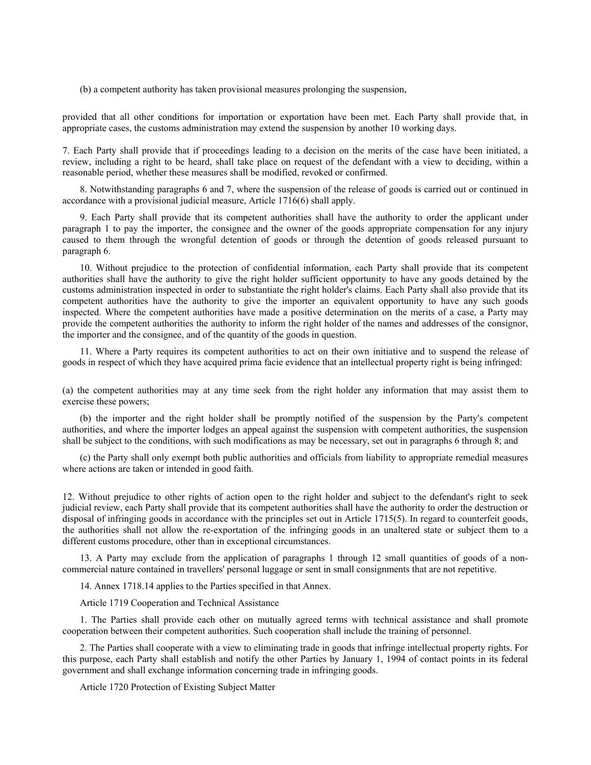(b) a competent authority has taken provisional measures prolonging the suspension,

provided that all other conditions for importation or exportation have been met. Each Party shall provide that, in appropriate cases, the customs administration may extend the suspension by another 10 working days.

7. Each Party shall provide that if proceedings leading to a decision on the merits of the case have been initiated, a review, including a right to be heard, shall take place on request of the defendant with a view to deciding, within a reasonable period, whether these measures shall be modified, revoked or confirmed.

8. Notwithstanding paragraphs 6 and 7, where the suspension of the release of goods is carried out or continued in accordance with a provisional judicial measure, Article 1716(6) shall apply.

9. Each Party shall provide that its competent authorities shall have the authority to order the applicant under paragraph 1 to pay the importer, the consignee and the owner of the goods appropriate compensation for any injury caused to them through the wrongful detention of goods or through the detention of goods released pursuant to paragraph 6.

10. Without prejudice to the protection of confidential information, each Party shall provide that its competent authorities shall have the authority to give the right holder sufficient opportunity to have any goods detained by the customs administration inspected in order to substantiate the right holder's claims. Each Party shall also provide that its competent authorities have the authority to give the importer an equivalent opportunity to have any such goods inspected. Where the competent authorities have made a positive determination on the merits of a case, a Party may provide the competent authorities the authority to inform the right holder of the names and addresses of the consignor, the importer and the consignee, and of the quantity of the goods in question.

11. Where a Party requires its competent authorities to act on their own initiative and to suspend the release of goods in respect of which they have acquired prima facie evidence that an intellectual property right is being infringed:

(a) the competent authorities may at any time seek from the right holder any information that may assist them to exercise these powers;

(b) the importer and the right holder shall be promptly notified of the suspension by the Party's competent authorities, and where the importer lodges an appeal against the suspension with competent authorities, the suspension shall be subject to the conditions, with such modifications as may be necessary, set out in paragraphs 6 through 8; and

(c) the Party shall only exempt both public authorities and officials from liability to appropriate remedial measures where actions are taken or intended in good faith.

12. Without prejudice to other rights of action open to the right holder and subject to the defendant's right to seek judicial review, each Party shall provide that its competent authorities shall have the authority to order the destruction or disposal of infringing goods in accordance with the principles set out in Article 1715(5). In regard to counterfeit goods, the authorities shall not allow the re-exportation of the infringing goods in an unaltered state or subject them to a different customs procedure, other than in exceptional circumstances.

13. A Party may exclude from the application of paragraphs 1 through 12 small quantities of goods of a non-commercial nature contained in travellers' personal luggage or sent in small consignments that are not repetitive.

14. Annex 1718.14 applies to the Parties specified in that Annex.

Article 1719 Cooperation and Technical Assistance

1. The Parties shall provide each other on mutually agreed terms with technical assistance and shall promote cooperation between their competent authorities. Such cooperation shall include the training of personnel.

2. The Parties shall cooperate with a view to eliminating trade in goods that infringe intellectual property rights. For this purpose, each Party shall establish and notify the other Parties by January 1, 1994 of contact points in its federal government and shall exchange information concerning trade in infringing goods.

Article 1720 Protection of Existing Subject Matter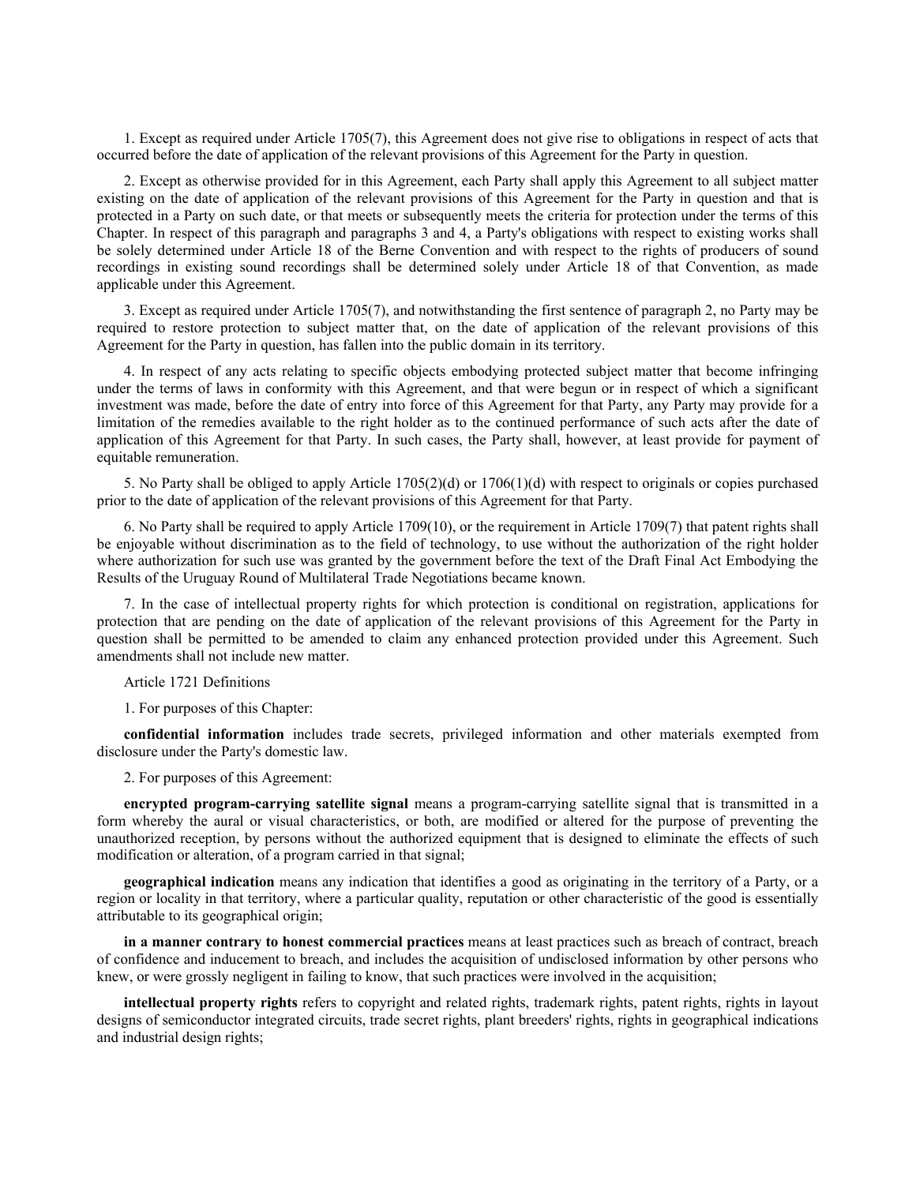1. Except as required under Article 1705(7), this Agreement does not give rise to obligations in respect of acts that occurred before the date of application of the relevant provisions of this Agreement for the Party in question.

2. Except as otherwise provided for in this Agreement, each Party shall apply this Agreement to all subject matter existing on the date of application of the relevant provisions of this Agreement for the Party in question and that is protected in a Party on such date, or that meets or subsequently meets the criteria for protection under the terms of this Chapter. In respect of this paragraph and paragraphs 3 and 4, a Party's obligations with respect to existing works shall be solely determined under Article 18 of the Berne Convention and with respect to the rights of producers of sound recordings in existing sound recordings shall be determined solely under Article 18 of that Convention, as made applicable under this Agreement.

3. Except as required under Article 1705(7), and notwithstanding the first sentence of paragraph 2, no Party may be required to restore protection to subject matter that, on the date of application of the relevant provisions of this Agreement for the Party in question, has fallen into the public domain in its territory.

4. In respect of any acts relating to specific objects embodying protected subject matter that become infringing under the terms of laws in conformity with this Agreement, and that were begun or in respect of which a significant investment was made, before the date of entry into force of this Agreement for that Party, any Party may provide for a limitation of the remedies available to the right holder as to the continued performance of such acts after the date of application of this Agreement for that Party. In such cases, the Party shall, however, at least provide for payment of equitable remuneration.

5. No Party shall be obliged to apply Article 1705(2)(d) or 1706(1)(d) with respect to originals or copies purchased prior to the date of application of the relevant provisions of this Agreement for that Party.

6. No Party shall be required to apply Article 1709(10), or the requirement in Article 1709(7) that patent rights shall be enjoyable without discrimination as to the field of technology, to use without the authorization of the right holder where authorization for such use was granted by the government before the text of the Draft Final Act Embodying the Results of the Uruguay Round of Multilateral Trade Negotiations became known.

7. In the case of intellectual property rights for which protection is conditional on registration, applications for protection that are pending on the date of application of the relevant provisions of this Agreement for the Party in question shall be permitted to be amended to claim any enhanced protection provided under this Agreement. Such amendments shall not include new matter.

Article 1721 Definitions

1. For purposes of this Chapter:

**confidential information** includes trade secrets, privileged information and other materials exempted from disclosure under the Party's domestic law.

2. For purposes of this Agreement:

**encrypted program-carrying satellite signal** means a program-carrying satellite signal that is transmitted in a form whereby the aural or visual characteristics, or both, are modified or altered for the purpose of preventing the unauthorized reception, by persons without the authorized equipment that is designed to eliminate the effects of such modification or alteration, of a program carried in that signal;

**geographical indication** means any indication that identifies a good as originating in the territory of a Party, or a region or locality in that territory, where a particular quality, reputation or other characteristic of the good is essentially attributable to its geographical origin;

**in a manner contrary to honest commercial practices** means at least practices such as breach of contract, breach of confidence and inducement to breach, and includes the acquisition of undisclosed information by other persons who knew, or were grossly negligent in failing to know, that such practices were involved in the acquisition;

**intellectual property rights** refers to copyright and related rights, trademark rights, patent rights, rights in layout designs of semiconductor integrated circuits, trade secret rights, plant breeders' rights, rights in geographical indications and industrial design rights;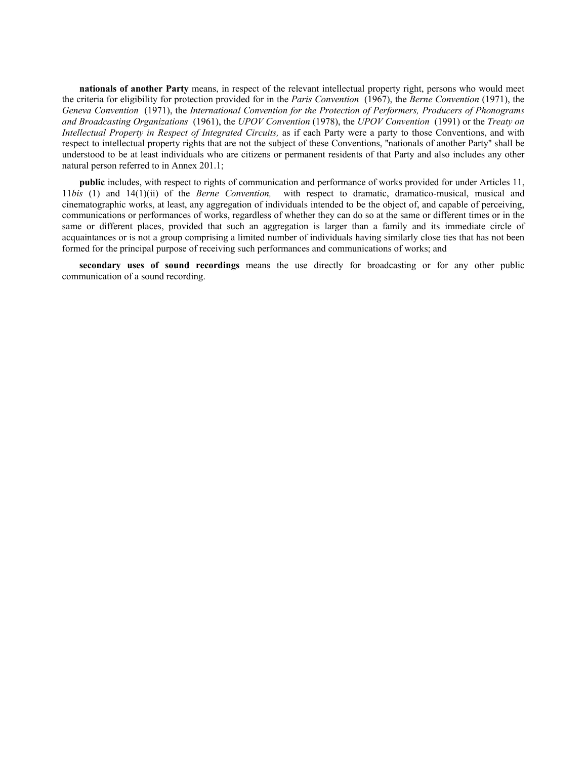**nationals of another Party** means, in respect of the relevant intellectual property right, persons who would meet the criteria for eligibility for protection provided for in the *Paris Convention* (1967), the *Berne Convention* (1971), the *Geneva Convention* (1971), the *International Convention for the Protection of Performers, Producers of Phonograms and Broadcasting Organizations* (1961), the *UPOV Convention* (1978), the *UPOV Convention* (1991) or the *Treaty on Intellectual Property in Respect of Integrated Circuits,* as if each Party were a party to those Conventions, and with respect to intellectual property rights that are not the subject of these Conventions, "nationals of another Party" shall be understood to be at least individuals who are citizens or permanent residents of that Party and also includes any other natural person referred to in Annex 201.1;

**public** includes, with respect to rights of communication and performance of works provided for under Articles 11, 11*bis* (1) and 14(1)(ii) of the *Berne Convention,* with respect to dramatic, dramatico-musical, musical and cinematographic works, at least, any aggregation of individuals intended to be the object of, and capable of perceiving, communications or performances of works, regardless of whether they can do so at the same or different times or in the same or different places, provided that such an aggregation is larger than a family and its immediate circle of acquaintances or is not a group comprising a limited number of individuals having similarly close ties that has not been formed for the principal purpose of receiving such performances and communications of works; and

**secondary uses of sound recordings** means the use directly for broadcasting or for any other public communication of a sound recording.